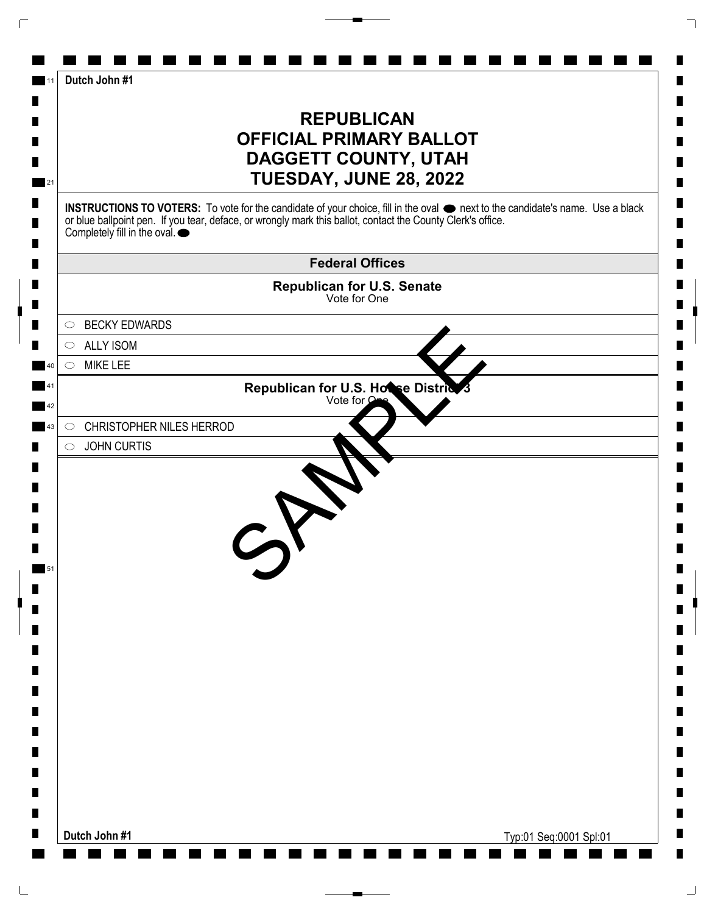Dutch John #1

# REPUBLICAN
# OFFICIAL PRIMARY BALLOT
# DAGGETT COUNTY, UTAH
# TUESDAY, JUNE 28, 2022

**INSTRUCTIONS TO VOTERS:** To vote for the candidate of your choice, fill in the oval ⬬ next to the candidate's name. Use a black or blue ballpoint pen. If you tear, deface, or wrongly mark this ballot, contact the County Clerk's office. Completely fill in the oval. ⬬

## Federal Offices

### Republican for U.S. Senate
Vote for One

- ○ BECKY EDWARDS
- ○ ALLY ISOM
- ○ MIKE LEE

### Republican for U.S. House District 3
Vote for One

- ○ CHRISTOPHER NILES HERROD
- ○ JOHN CURTIS

SAMPLE

Dutch John #1

Typ:01 Seq:0001 Spl:01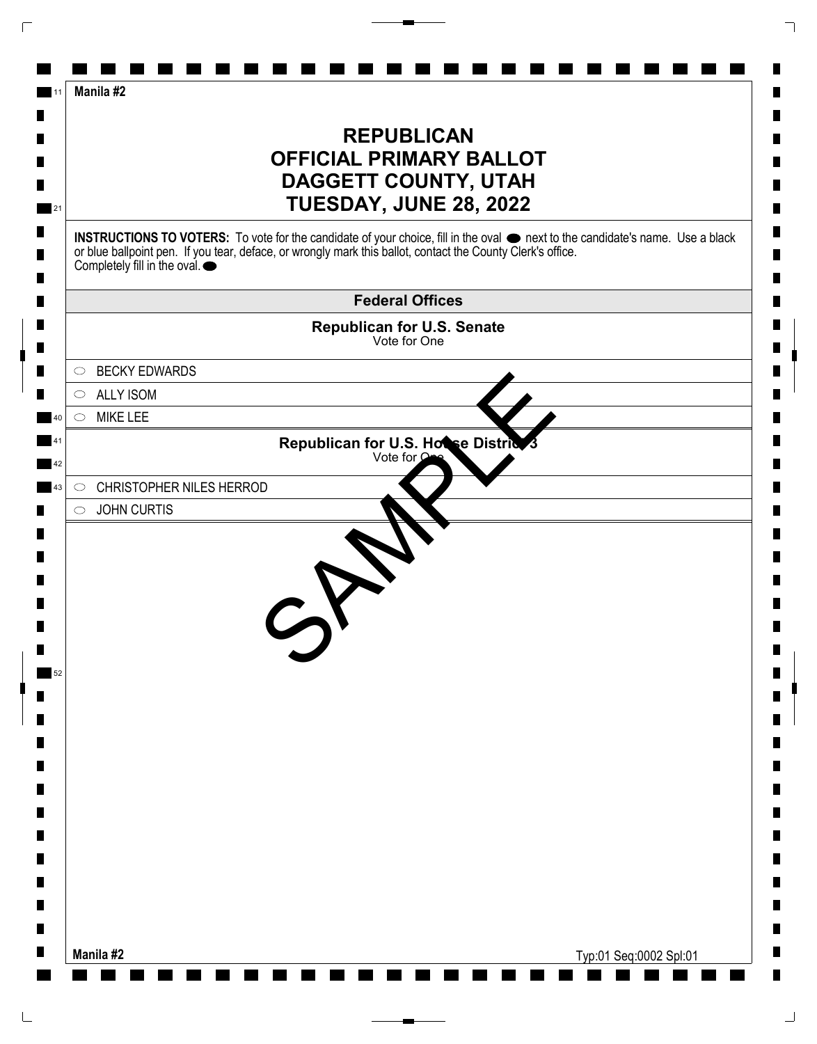Manila #2

# REPUBLICAN
# OFFICIAL PRIMARY BALLOT
# DAGGETT COUNTY, UTAH
# TUESDAY, JUNE 28, 2022

**INSTRUCTIONS TO VOTERS:** To vote for the candidate of your choice, fill in the oval ⬬ next to the candidate's name. Use a black or blue ballpoint pen. If you tear, deface, or wrongly mark this ballot, contact the County Clerk's office. Completely fill in the oval. ⬬

## Federal Offices

### Republican for U.S. Senate
Vote for One

- ⬭ BECKY EDWARDS
- ⬭ ALLY ISOM
- ⬭ MIKE LEE

### Republican for U.S. House District 3
Vote for One

- ⬭ CHRISTOPHER NILES HERROD
- ⬭ JOHN CURTIS

SAMPLE

Manila #2

Typ:01 Seq:0002 Spl:01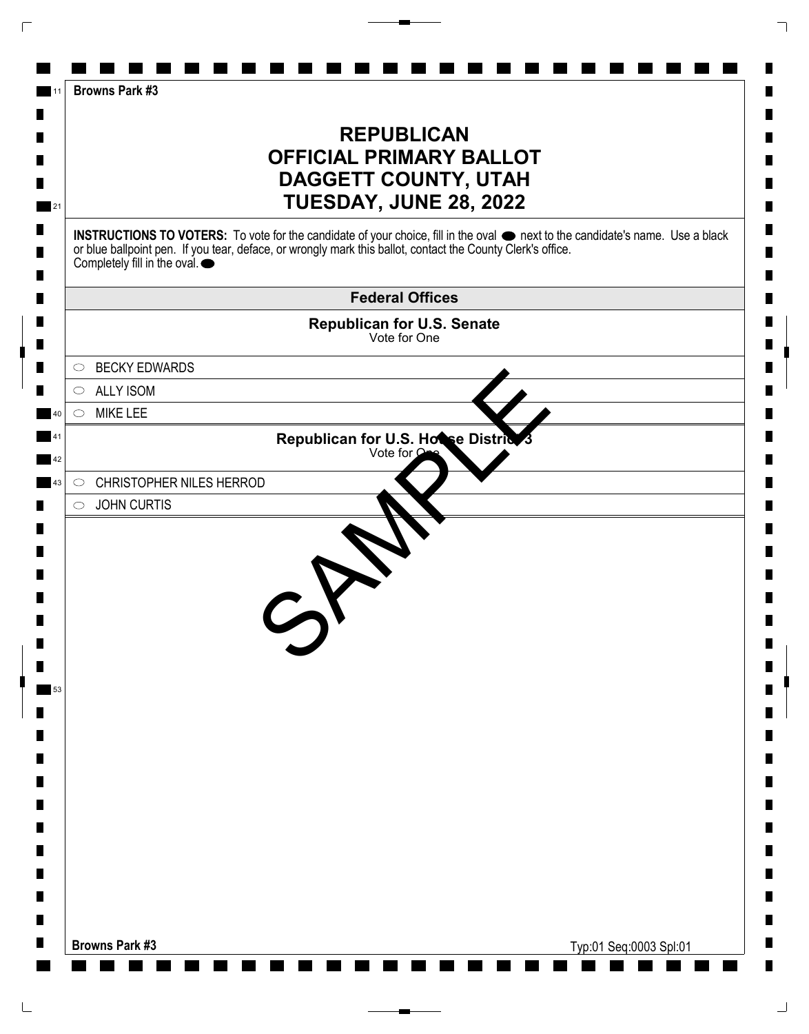Browns Park #3

# REPUBLICAN
# OFFICIAL PRIMARY BALLOT
# DAGGETT COUNTY, UTAH
# TUESDAY, JUNE 28, 2022

**INSTRUCTIONS TO VOTERS:** To vote for the candidate of your choice, fill in the oval ⬬ next to the candidate's name. Use a black or blue ballpoint pen. If you tear, deface, or wrongly mark this ballot, contact the County Clerk's office. Completely fill in the oval. ⬬

## Federal Offices

### Republican for U.S. Senate
Vote for One

- ⬭ BECKY EDWARDS
- ⬭ ALLY ISOM
- ⬭ MIKE LEE

### Republican for U.S. House District 3
Vote for One

- ⬭ CHRISTOPHER NILES HERROD
- ⬭ JOHN CURTIS

SAMPLE

Browns Park #3

Typ:01 Seq:0003 Spl:01